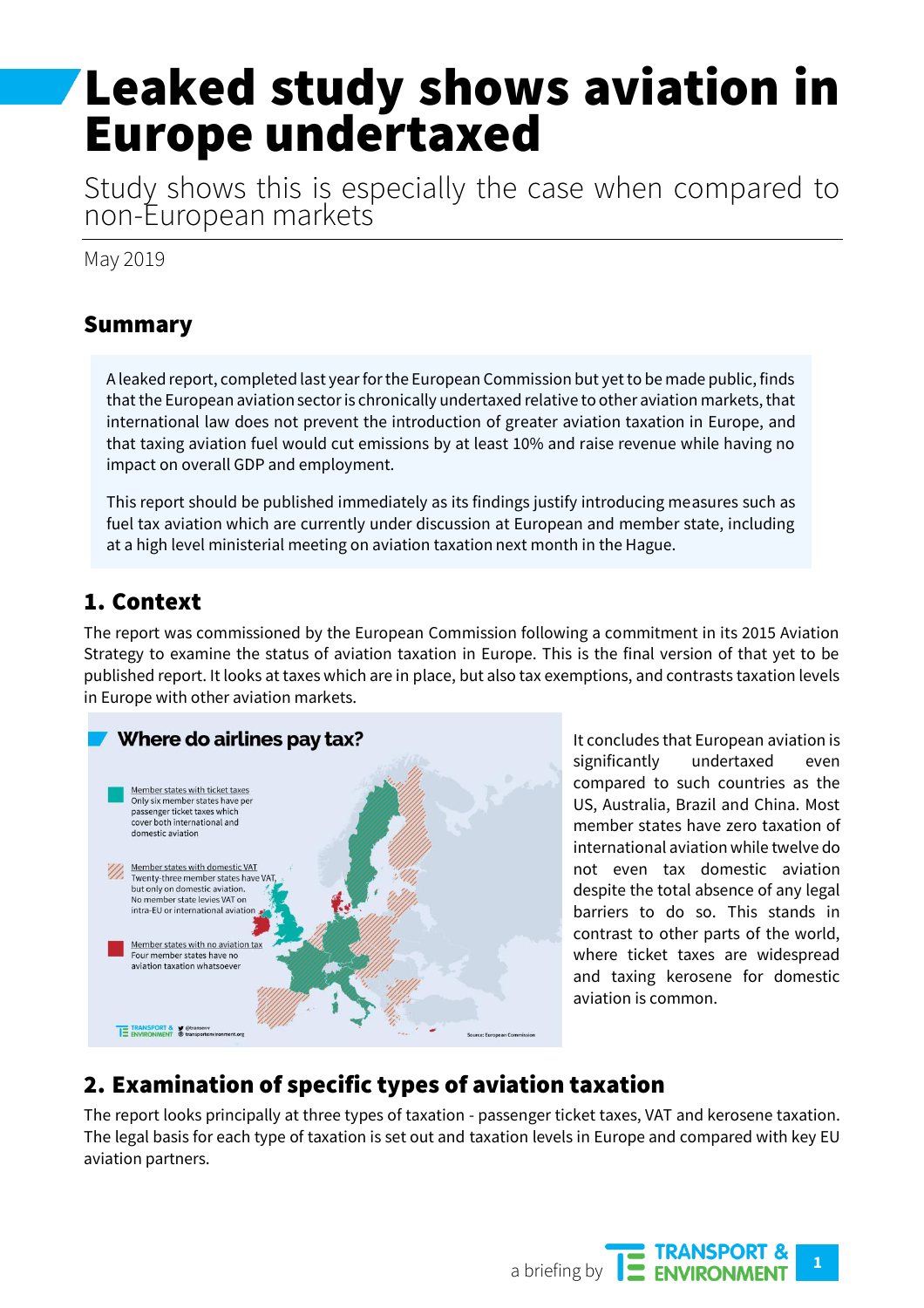# Leaked study shows aviation in Europe undertaxed

Study shows this is especially the case when compared to non-European markets

May 2019

## Summary

A leaked report, completed last year for the European Commission but yet to be made public, finds that the European aviation sector is chronically undertaxed relative to other aviation markets, that international law does not prevent the introduction of greater aviation taxation in Europe, and that taxing aviation fuel would cut emissions by at least 10% and raise revenue while having no impact on overall GDP and employment.

This report should be published immediately as its findings justify introducing measures such as fuel tax aviation which are currently under discussion at European and member state, including at a high level ministerial meeting on aviation taxation next month in the Hague.

## 1. Context

The report was commissioned by the European Commission following a commitment in its 2015 Aviation Strategy to examine the status of aviation taxation in Europe. This is the final version of that yet to be published report. It looks at taxes which are in place, but also tax exemptions, and contrasts taxation levels in Europe with other aviation markets.

**Where do airlines pay tax?**

Member states with ticket taxes
Only six member states have per passenger ticket taxes which cover both international and domestic aviation

Member states with domestic VAT
Twenty-three member states have VAT, but only on domestic aviation. No member state levies VAT on intra-EU or international aviation

Member states with no aviation tax
Four member states have no aviation taxation whatsoever

Source: European Commission

It concludes that European aviation is significantly undertaxed even compared to such countries as the US, Australia, Brazil and China. Most member states have zero taxation of international aviation while twelve do not even tax domestic aviation despite the total absence of any legal barriers to do so. This stands in contrast to other parts of the world, where ticket taxes are widespread and taxing kerosene for domestic aviation is common.

## 2. Examination of specific types of aviation taxation

The report looks principally at three types of taxation - passenger ticket taxes, VAT and kerosene taxation. The legal basis for each type of taxation is set out and taxation levels in Europe and compared with key EU aviation partners.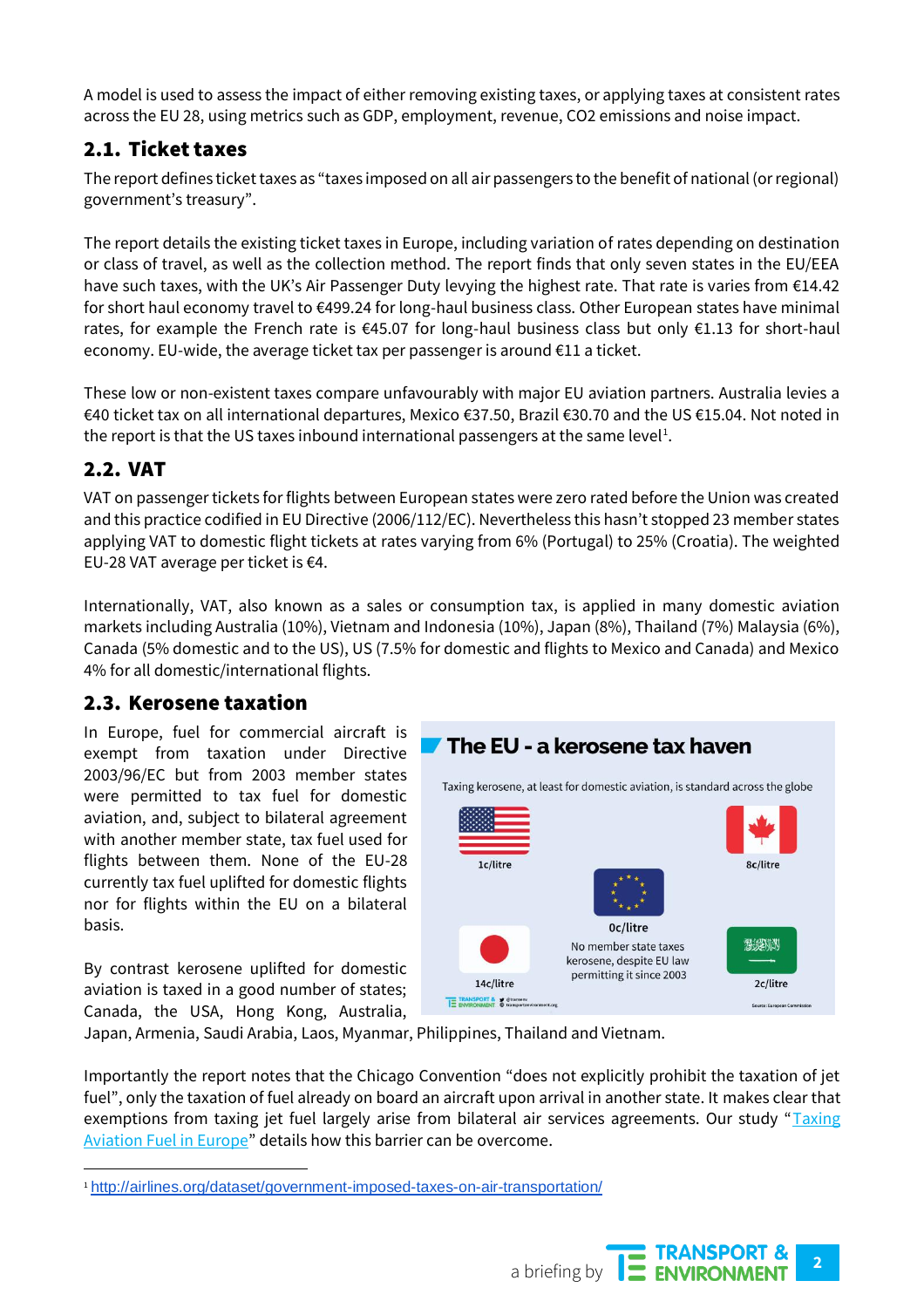A model is used to assess the impact of either removing existing taxes, or applying taxes at consistent rates across the EU 28, using metrics such as GDP, employment, revenue, CO2 emissions and noise impact.

## 2.1. Ticket taxes

The report defines ticket taxes as "taxes imposed on all air passengers to the benefit of national (or regional) government's treasury".

The report details the existing ticket taxes in Europe, including variation of rates depending on destination or class of travel, as well as the collection method. The report finds that only seven states in the EU/EEA have such taxes, with the UK's Air Passenger Duty levying the highest rate. That rate is varies from €14.42 for short haul economy travel to €499.24 for long-haul business class. Other European states have minimal rates, for example the French rate is €45.07 for long-haul business class but only €1.13 for short-haul economy. EU-wide, the average ticket tax per passenger is around €11 a ticket.

These low or non-existent taxes compare unfavourably with major EU aviation partners. Australia levies a €40 ticket tax on all international departures, Mexico €37.50, Brazil €30.70 and the US €15.04. Not noted in the report is that the US taxes inbound international passengers at the same level[1].

## 2.2. VAT

VAT on passenger tickets for flights between European states were zero rated before the Union was created and this practice codified in EU Directive (2006/112/EC). Nevertheless this hasn't stopped 23 member states applying VAT to domestic flight tickets at rates varying from 6% (Portugal) to 25% (Croatia). The weighted EU-28 VAT average per ticket is €4.

Internationally, VAT, also known as a sales or consumption tax, is applied in many domestic aviation markets including Australia (10%), Vietnam and Indonesia (10%), Japan (8%), Thailand (7%) Malaysia (6%), Canada (5% domestic and to the US), US (7.5% for domestic and flights to Mexico and Canada) and Mexico 4% for all domestic/international flights.

## 2.3. Kerosene taxation

In Europe, fuel for commercial aircraft is exempt from taxation under Directive 2003/96/EC but from 2003 member states were permitted to tax fuel for domestic aviation, and, subject to bilateral agreement with another member state, tax fuel used for flights between them. None of the EU-28 currently tax fuel uplifted for domestic flights nor for flights within the EU on a bilateral basis.

By contrast kerosene uplifted for domestic aviation is taxed in a good number of states; Canada, the USA, Hong Kong, Australia, Japan, Armenia, Saudi Arabia, Laos, Myanmar, Philippines, Thailand and Vietnam.

The EU - a kerosene tax haven

Taxing kerosene, at least for domestic aviation, is standard across the globe

1c/litre

8c/litre

0c/litre

No member state taxes kerosene, despite EU law permitting it since 2003

14c/litre

2c/litre

Source: European Commission

Importantly the report notes that the Chicago Convention "does not explicitly prohibit the taxation of jet fuel", only the taxation of fuel already on board an aircraft upon arrival in another state. It makes clear that exemptions from taxing jet fuel largely arise from bilateral air services agreements. Our study "[Taxing Aviation Fuel in Europe](#)" details how this barrier can be overcome.

[1] http://airlines.org/dataset/government-imposed-taxes-on-air-transportation/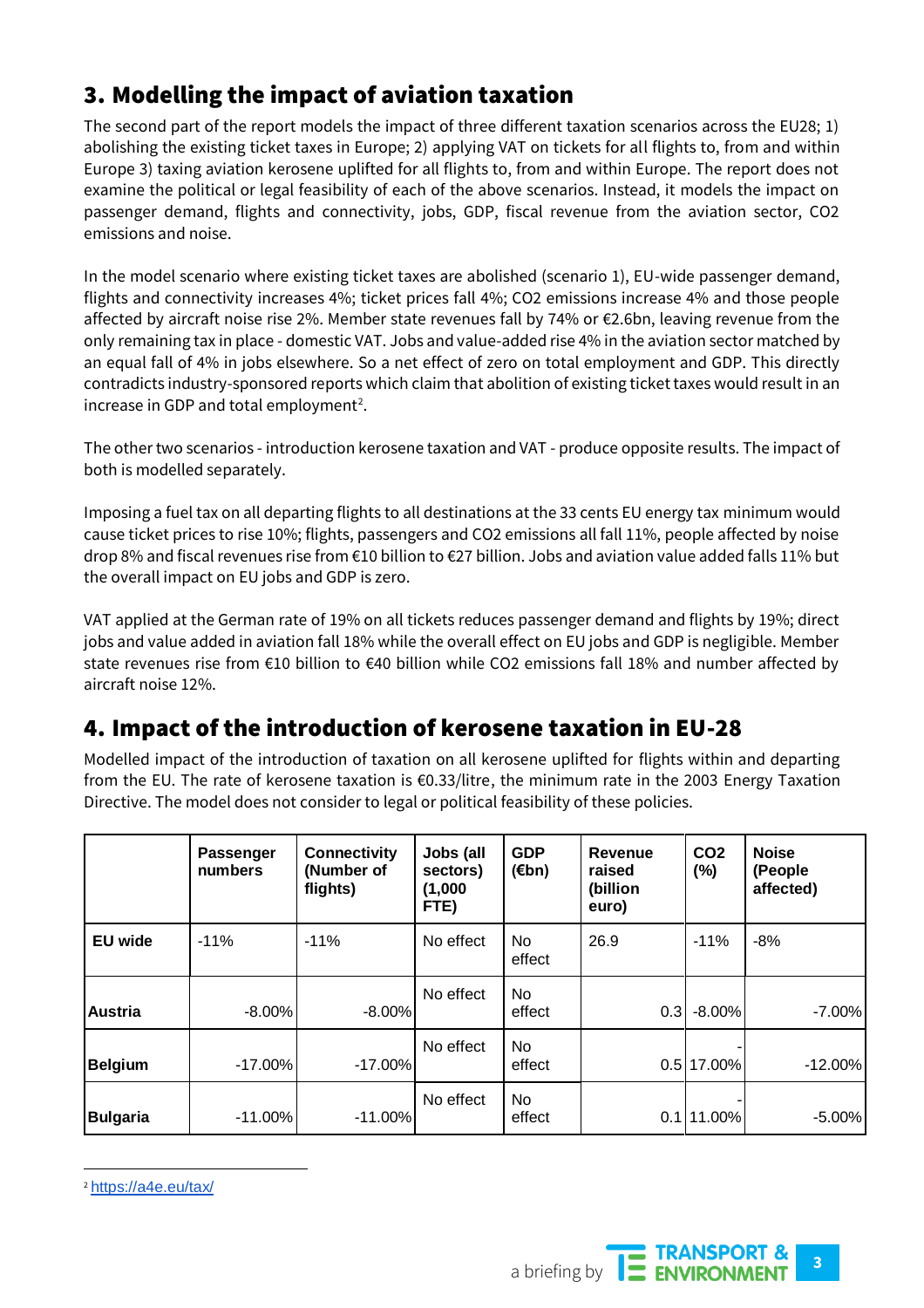## 3. Modelling the impact of aviation taxation

The second part of the report models the impact of three different taxation scenarios across the EU28; 1) abolishing the existing ticket taxes in Europe; 2) applying VAT on tickets for all flights to, from and within Europe 3) taxing aviation kerosene uplifted for all flights to, from and within Europe. The report does not examine the political or legal feasibility of each of the above scenarios. Instead, it models the impact on passenger demand, flights and connectivity, jobs, GDP, fiscal revenue from the aviation sector, $CO_2$ emissions and noise.

In the model scenario where existing ticket taxes are abolished (scenario 1), EU-wide passenger demand, flights and connectivity increases 4%; ticket prices fall 4%; $CO_2$ emissions increase 4% and those people affected by aircraft noise rise 2%. Member state revenues fall by 74% or €2.6bn, leaving revenue from the only remaining tax in place - domestic VAT. Jobs and value-added rise 4% in the aviation sector matched by an equal fall of 4% in jobs elsewhere. So a net effect of zero on total employment and GDP. This directly contradicts industry-sponsored reports which claim that abolition of existing ticket taxes would result in an increase in GDP and total employment[2].

The other two scenarios - introduction kerosene taxation and VAT - produce opposite results. The impact of both is modelled separately.

Imposing a fuel tax on all departing flights to all destinations at the 33 cents EU energy tax minimum would cause ticket prices to rise 10%; flights, passengers and $CO_2$ emissions all fall 11%, people affected by noise drop 8% and fiscal revenues rise from €10 billion to €27 billion. Jobs and aviation value added falls 11% but the overall impact on EU jobs and GDP is zero.

VAT applied at the German rate of 19% on all tickets reduces passenger demand and flights by 19%; direct jobs and value added in aviation fall 18% while the overall effect on EU jobs and GDP is negligible. Member state revenues rise from €10 billion to €40 billion while $CO_2$ emissions fall 18% and number affected by aircraft noise 12%.

## 4. Impact of the introduction of kerosene taxation in EU-28

Modelled impact of the introduction of taxation on all kerosene uplifted for flights within and departing from the EU. The rate of kerosene taxation is €0.33/litre, the minimum rate in the 2003 Energy Taxation Directive. The model does not consider to legal or political feasibility of these policies.

| | Passenger numbers | Connectivity (Number of flights) | Jobs (all sectors) (1,000 FTE) | GDP (€bn) | Revenue raised (billion euro) | $CO_2$ (%) | Noise (People affected) |
|---|---|---|---|---|---|---|---|
| **EU wide** | -11% | -11% | No effect | No effect | 26.9 | -11% | -8% |
| **Austria** | -8.00% | -8.00% | No effect | No effect | 0.3 | -8.00% | -7.00% |
| **Belgium** | -17.00% | -17.00% | No effect | No effect | 0.5 | -17.00% | -12.00% |
| **Bulgaria** | -11.00% | -11.00% | No effect | No effect | 0.1 | -11.00% | -5.00% |

[2] https://a4e.eu/tax/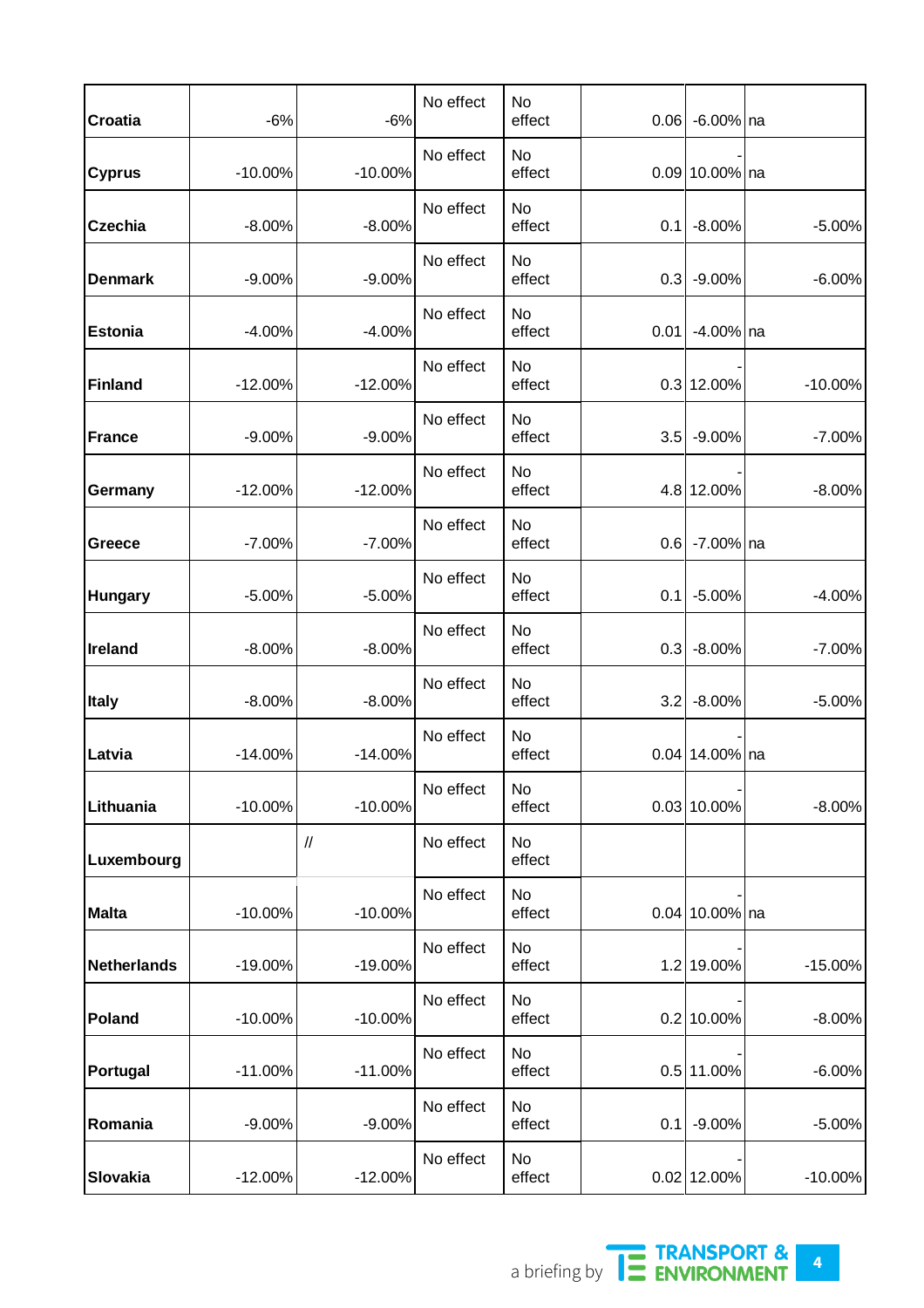| | | | | | | | |
|---|---|---|---|---|---|---|---|
| **Croatia** | -6% | -6% | No effect | No effect | 0.06 | -6.00% | na |
| **Cyprus** | -10.00% | -10.00% | No effect | No effect | 0.09 | -10.00% | na |
| **Czechia** | -8.00% | -8.00% | No effect | No effect | 0.1 | -8.00% | -5.00% |
| **Denmark** | -9.00% | -9.00% | No effect | No effect | 0.3 | -9.00% | -6.00% |
| **Estonia** | -4.00% | -4.00% | No effect | No effect | 0.01 | -4.00% | na |
| **Finland** | -12.00% | -12.00% | No effect | No effect | 0.3 | -12.00% | -10.00% |
| **France** | -9.00% | -9.00% | No effect | No effect | 3.5 | -9.00% | -7.00% |
| **Germany** | -12.00% | -12.00% | No effect | No effect | 4.8 | -12.00% | -8.00% |
| **Greece** | -7.00% | -7.00% | No effect | No effect | 0.6 | -7.00% | na |
| **Hungary** | -5.00% | -5.00% | No effect | No effect | 0.1 | -5.00% | -4.00% |
| **Ireland** | -8.00% | -8.00% | No effect | No effect | 0.3 | -8.00% | -7.00% |
| **Italy** | -8.00% | -8.00% | No effect | No effect | 3.2 | -8.00% | -5.00% |
| **Latvia** | -14.00% | -14.00% | No effect | No effect | 0.04 | -14.00% | na |
| **Lithuania** | -10.00% | -10.00% | No effect | No effect | 0.03 | -10.00% | -8.00% |
| **Luxembourg** | | // | No effect | No effect | | | |
| **Malta** | -10.00% | -10.00% | No effect | No effect | 0.04 | -10.00% | na |
| **Netherlands** | -19.00% | -19.00% | No effect | No effect | 1.2 | -19.00% | -15.00% |
| **Poland** | -10.00% | -10.00% | No effect | No effect | 0.2 | -10.00% | -8.00% |
| **Portugal** | -11.00% | -11.00% | No effect | No effect | 0.5 | -11.00% | -6.00% |
| **Romania** | -9.00% | -9.00% | No effect | No effect | 0.1 | -9.00% | -5.00% |
| **Slovakia** | -12.00% | -12.00% | No effect | No effect | 0.02 | -12.00% | -10.00% |

a briefing by TRANSPORT & ENVIRONMENT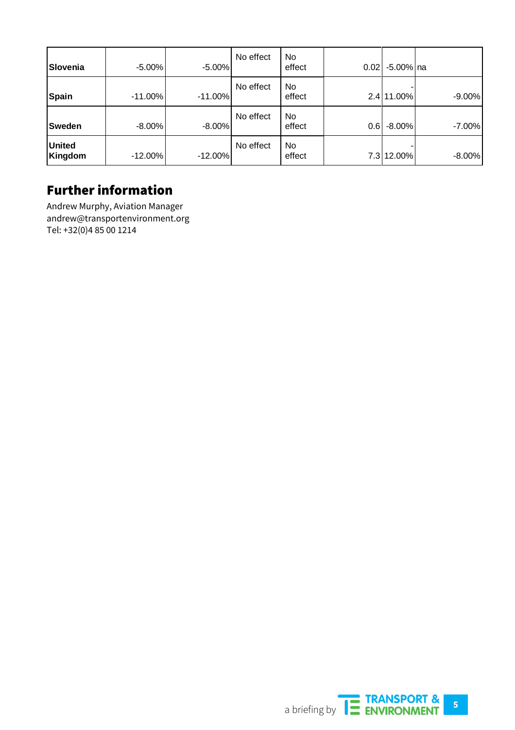| | | | | | | | |
|---|---|---|---|---|---|---|---|
| **Slovenia** | -5.00% | -5.00% | No effect | No effect | 0.02 | -5.00% | na |
| **Spain** | -11.00% | -11.00% | No effect | No effect | 2.4 | -11.00% | -9.00% |
| **Sweden** | -8.00% | -8.00% | No effect | No effect | 0.6 | -8.00% | -7.00% |
| **United Kingdom** | -12.00% | -12.00% | No effect | No effect | 7.3 | -12.00% | -8.00% |

## Further information

Andrew Murphy, Aviation Manager
andrew@transportenvironment.org
Tel: +32(0)4 85 00 1214